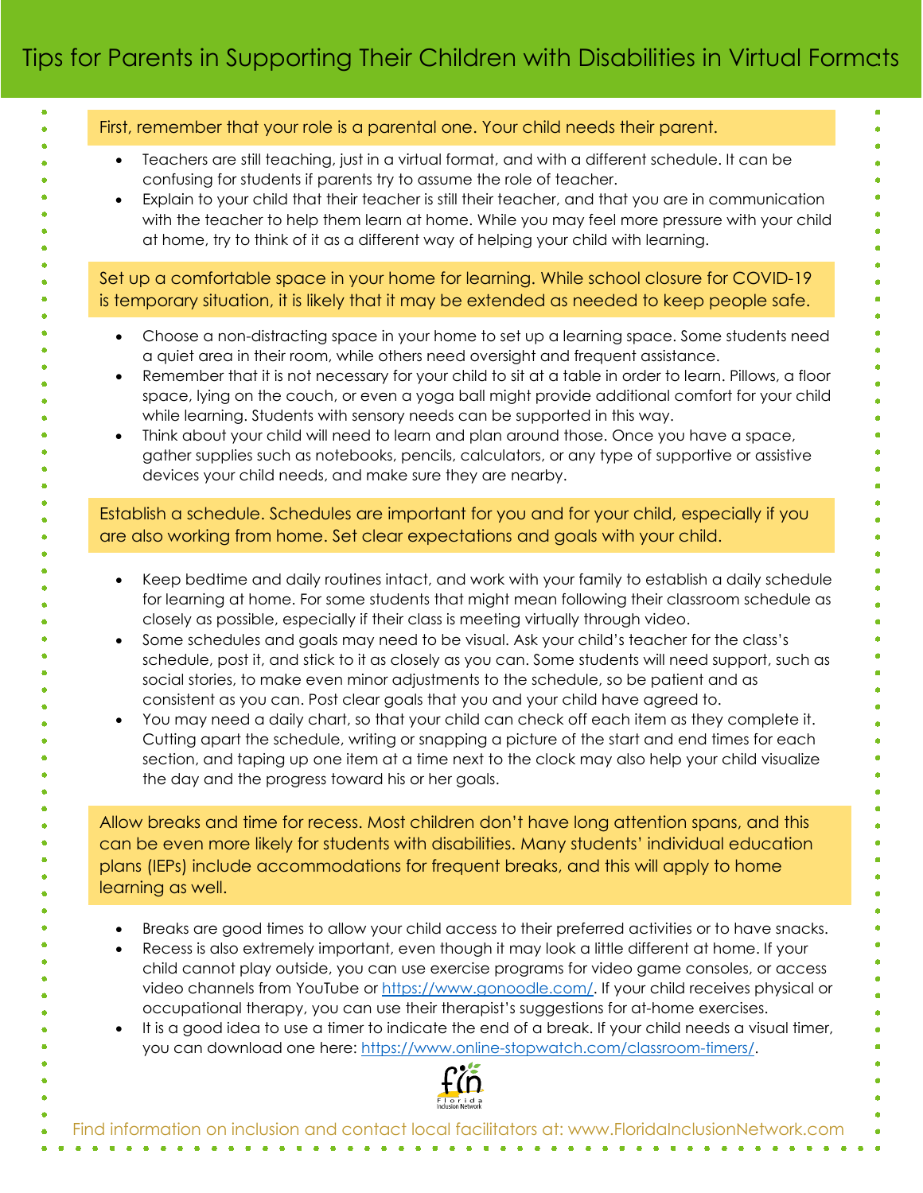# Tips for Parents in Supporting Their Children with Disabilities in Virtual Formats

**First, remember that your role is a parental one. Your child needs their parent.**

- Teachers are still teaching, just in a virtual format, and with a different schedule. It can be confusing for students if parents try to assume the role of teacher.
- Explain to your child that their teacher is still their teacher, and that you are in communication with the teacher to help them learn at home. While you may feel more pressure with your child at home, try to think of it as a different way of helping your child with learning.

**Set up a comfortable space in your home for learning. While school closure for COVID-19 is temporary situation, it is likely that it may be extended as needed to keep people safe.**

- Choose a non-distracting space in your home to set up a learning space. Some students need a quiet area in their room, while others need oversight and frequent assistance.
- Remember that it is not necessary for your child to sit at a table in order to learn. Pillows, a floor space, lying on the couch, or even a yoga ball might provide additional comfort for your child while learning. Students with sensory needs can be supported in this way.
- Think about your child will need to learn and plan around those. Once you have a space, gather supplies such as notebooks, pencils, calculators, or any type of supportive or assistive devices your child needs, and make sure they are nearby.

**Establish a schedule. Schedules are important for you and for your child, especially if you are also working from home. Set clear expectations and goals with your child.**

- Keep bedtime and daily routines intact, and work with your family to establish a daily schedule for learning at home. For some students that might mean following their classroom schedule as closely as possible, especially if their class is meeting virtually through video.
- Some schedules and goals may need to be visual. Ask your child's teacher for the class's schedule, post it, and stick to it as closely as you can. Some students will need support, such as social stories, to make even minor adjustments to the schedule, so be patient and as consistent as you can. Post clear goals that you and your child have agreed to.
- You may need a daily chart, so that your child can check off each item as they complete it. Cutting apart the schedule, writing or snapping a picture of the start and end times for each section, and taping up one item at a time next to the clock may also help your child visualize the day and the progress toward his or her goals.

**Allow breaks and time for recess. Most children don't have long attention spans, and this can be even more likely for students with disabilities. Many students' individual education plans (IEPs) include accommodations for frequent breaks, and this will apply to home learning as well.**

- Breaks are good times to allow your child access to their preferred activities or to have snacks.
- Recess is also extremely important, even though it may look a little different at home. If your child cannot play outside, you can use exercise programs for video game consoles, or access video channels from YouTube or [https://www.gonoodle.com/](https://www.gonoodle.com/). If your child receives physical or occupational therapy, you can use their therapist's suggestions for at-home exercises.
- It is a good idea to use a timer to indicate the end of a break. If your child needs a visual timer, you can download one here: [https://www.online-stopwatch.com/classroom-timers/](https://www.online-stopwatch.com/classroom-timers/).

Find information on inclusion and contact local facilitators at: www.FloridaInclusionNetwork.com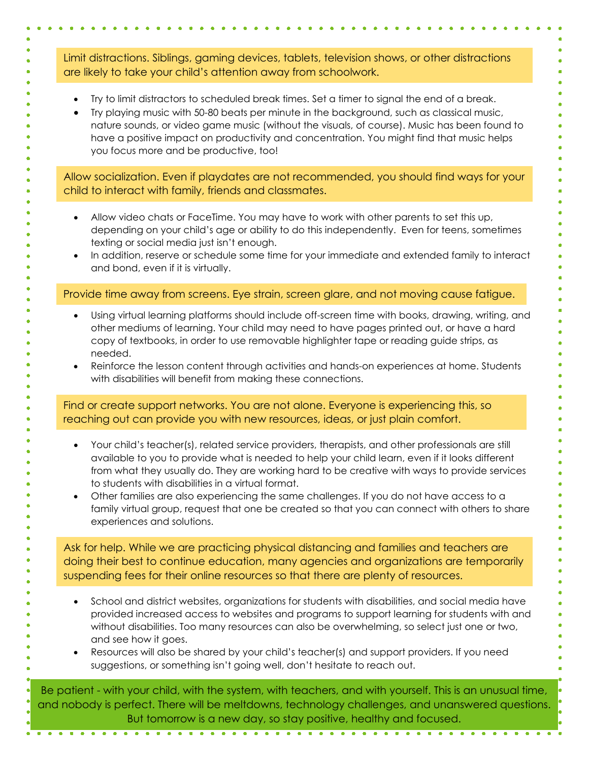Limit distractions. Siblings, gaming devices, tablets, television shows, or other distractions are likely to take your child's attention away from schoolwork.

- Try to limit distractors to scheduled break times. Set a timer to signal the end of a break.
- Try playing music with 50-80 beats per minute in the background, such as classical music, nature sounds, or video game music (without the visuals, of course). Music has been found to have a positive impact on productivity and concentration. You might find that music helps you focus more and be productive, too!

Allow socialization. Even if playdates are not recommended, you should find ways for your child to interact with family, friends and classmates.

- Allow video chats or FaceTime. You may have to work with other parents to set this up, depending on your child's age or ability to do this independently. Even for teens, sometimes texting or social media just isn't enough.
- In addition, reserve or schedule some time for your immediate and extended family to interact and bond, even if it is virtually.

Provide time away from screens. Eye strain, screen glare, and not moving cause fatigue.

- Using virtual learning platforms should include off-screen time with books, drawing, writing, and other mediums of learning. Your child may need to have pages printed out, or have a hard copy of textbooks, in order to use removable highlighter tape or reading guide strips, as needed.
- Reinforce the lesson content through activities and hands-on experiences at home. Students with disabilities will benefit from making these connections.

Find or create support networks. You are not alone. Everyone is experiencing this, so reaching out can provide you with new resources, ideas, or just plain comfort.

- Your child's teacher(s), related service providers, therapists, and other professionals are still available to you to provide what is needed to help your child learn, even if it looks different from what they usually do. They are working hard to be creative with ways to provide services to students with disabilities in a virtual format.
- Other families are also experiencing the same challenges. If you do not have access to a family virtual group, request that one be created so that you can connect with others to share experiences and solutions.

Ask for help. While we are practicing physical distancing and families and teachers are doing their best to continue education, many agencies and organizations are temporarily suspending fees for their online resources so that there are plenty of resources.

- School and district websites, organizations for students with disabilities, and social media have provided increased access to websites and programs to support learning for students with and without disabilities. Too many resources can also be overwhelming, so select just one or two, and see how it goes.
- Resources will also be shared by your child's teacher(s) and support providers. If you need suggestions, or something isn't going well, don't hesitate to reach out.

Be patient - with your child, with the system, with teachers, and with yourself. This is an unusual time, and nobody is perfect. There will be meltdowns, technology challenges, and unanswered questions. But tomorrow is a new day, so stay positive, healthy and focused.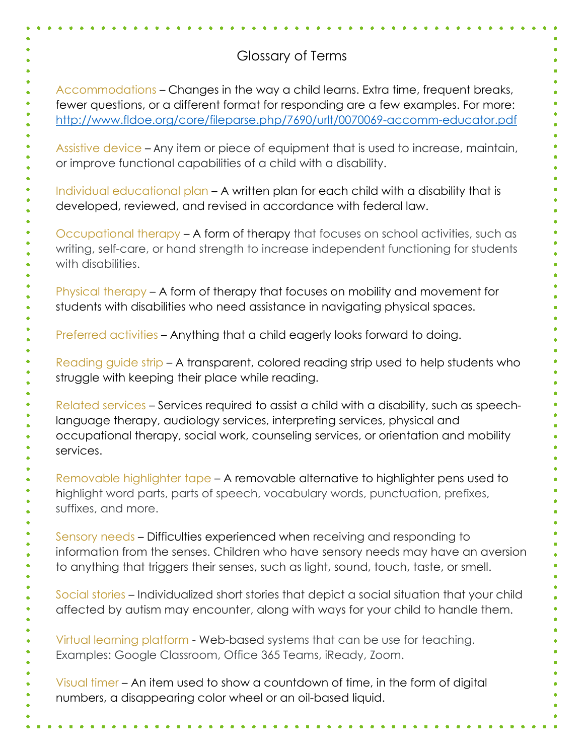# Glossary of Terms

Accommodations – Changes in the way a child learns. Extra time, frequent breaks, fewer questions, or a different format for responding are a few examples. For more: http://www.fldoe.org/core/fileparse.php/7690/urlt/0070069-accomm-educator.pdf

Assistive device – Any item or piece of equipment that is used to increase, maintain, or improve functional capabilities of a child with a disability.

Individual educational plan – A written plan for each child with a disability that is developed, reviewed, and revised in accordance with federal law.

Occupational therapy – A form of therapy that focuses on school activities, such as writing, self-care, or hand strength to increase independent functioning for students with disabilities.

Physical therapy – A form of therapy that focuses on mobility and movement for students with disabilities who need assistance in navigating physical spaces.

Preferred activities – Anything that a child eagerly looks forward to doing.

Reading guide strip – A transparent, colored reading strip used to help students who struggle with keeping their place while reading.

Related services – Services required to assist a child with a disability, such as speech-language therapy, audiology services, interpreting services, physical and occupational therapy, social work, counseling services, or orientation and mobility services.

Removable highlighter tape – A removable alternative to highlighter pens used to highlight word parts, parts of speech, vocabulary words, punctuation, prefixes, suffixes, and more.

Sensory needs – Difficulties experienced when receiving and responding to information from the senses. Children who have sensory needs may have an aversion to anything that triggers their senses, such as light, sound, touch, taste, or smell.

Social stories – Individualized short stories that depict a social situation that your child affected by autism may encounter, along with ways for your child to handle them.

Virtual learning platform - Web-based systems that can be use for teaching. Examples: Google Classroom, Office 365 Teams, iReady, Zoom.

Visual timer – An item used to show a countdown of time, in the form of digital numbers, a disappearing color wheel or an oil-based liquid.